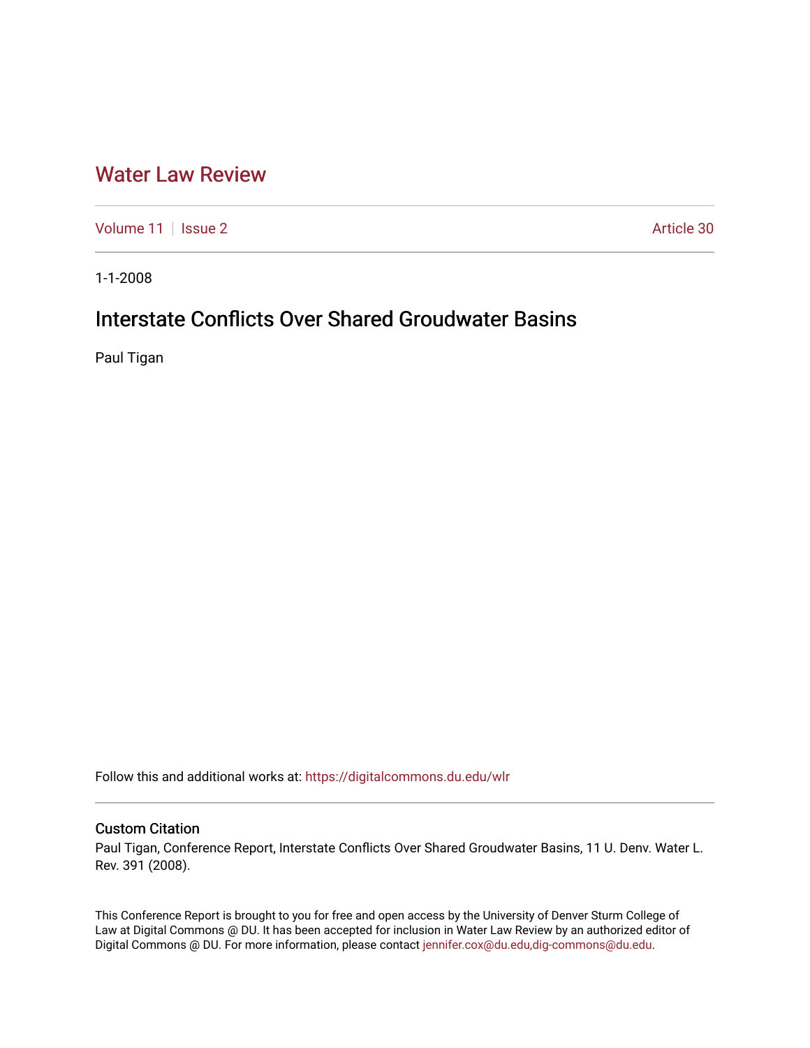# Water Law Review

Volume 11 | Issue 2 | Article 30

1-1-2008

## Interstate Conflicts Over Shared Groudwater Basins

Paul Tigan

Follow this and additional works at: https://digitalcommons.du.edu/wlr

### Custom Citation

Paul Tigan, Conference Report, Interstate Conflicts Over Shared Groudwater Basins, 11 U. Denv. Water L. Rev. 391 (2008).

This Conference Report is brought to you for free and open access by the University of Denver Sturm College of Law at Digital Commons @ DU. It has been accepted for inclusion in Water Law Review by an authorized editor of Digital Commons @ DU. For more information, please contact jennifer.cox@du.edu,dig-commons@du.edu.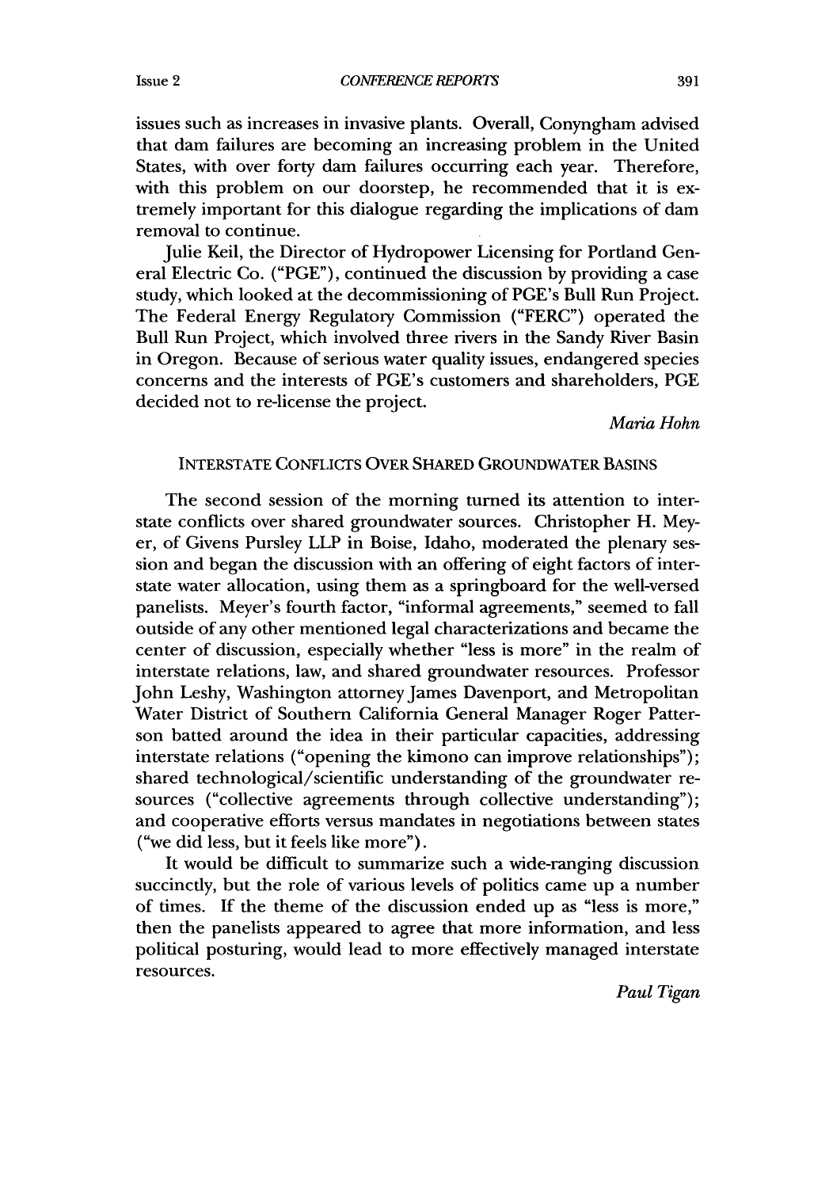issues such as increases in invasive plants. Overall, Conyngham advised that dam failures are becoming an increasing problem in the United States, with over forty dam failures occurring each year. Therefore, with this problem on our doorstep, he recommended that it is extremely important for this dialogue regarding the implications of dam removal to continue.

Julie Keil, the Director of Hydropower Licensing for Portland General Electric Co. ("PGE"), continued the discussion by providing a case study, which looked at the decommissioning of PGE's Bull Run Project. The Federal Energy Regulatory Commission ("FERC") operated the Bull Run Project, which involved three rivers in the Sandy River Basin in Oregon. Because of serious water quality issues, endangered species concerns and the interests of PGE's customers and shareholders, PGE decided not to re-license the project.

*Maria Hohn*

## INTERSTATE CONFLICTS OVER SHARED GROUNDWATER BASINS

The second session of the morning turned its attention to interstate conflicts over shared groundwater sources. Christopher H. Meyer, of Givens Pursley LLP in Boise, Idaho, moderated the plenary session and began the discussion with an offering of eight factors of interstate water allocation, using them as a springboard for the well-versed panelists. Meyer's fourth factor, "informal agreements," seemed to fall outside of any other mentioned legal characterizations and became the center of discussion, especially whether "less is more" in the realm of interstate relations, law, and shared groundwater resources. Professor John Leshy, Washington attorney James Davenport, and Metropolitan Water District of Southern California General Manager Roger Patterson batted around the idea in their particular capacities, addressing interstate relations ("opening the kimono can improve relationships"); shared technological/scientific understanding of the groundwater resources ("collective agreements through collective understanding"); and cooperative efforts versus mandates in negotiations between states ("we did less, but it feels like more").

It would be difficult to summarize such a wide-ranging discussion succinctly, but the role of various levels of politics came up a number of times. If the theme of the discussion ended up as "less is more," then the panelists appeared to agree that more information, and less political posturing, would lead to more effectively managed interstate resources.

*Paul Tigan*